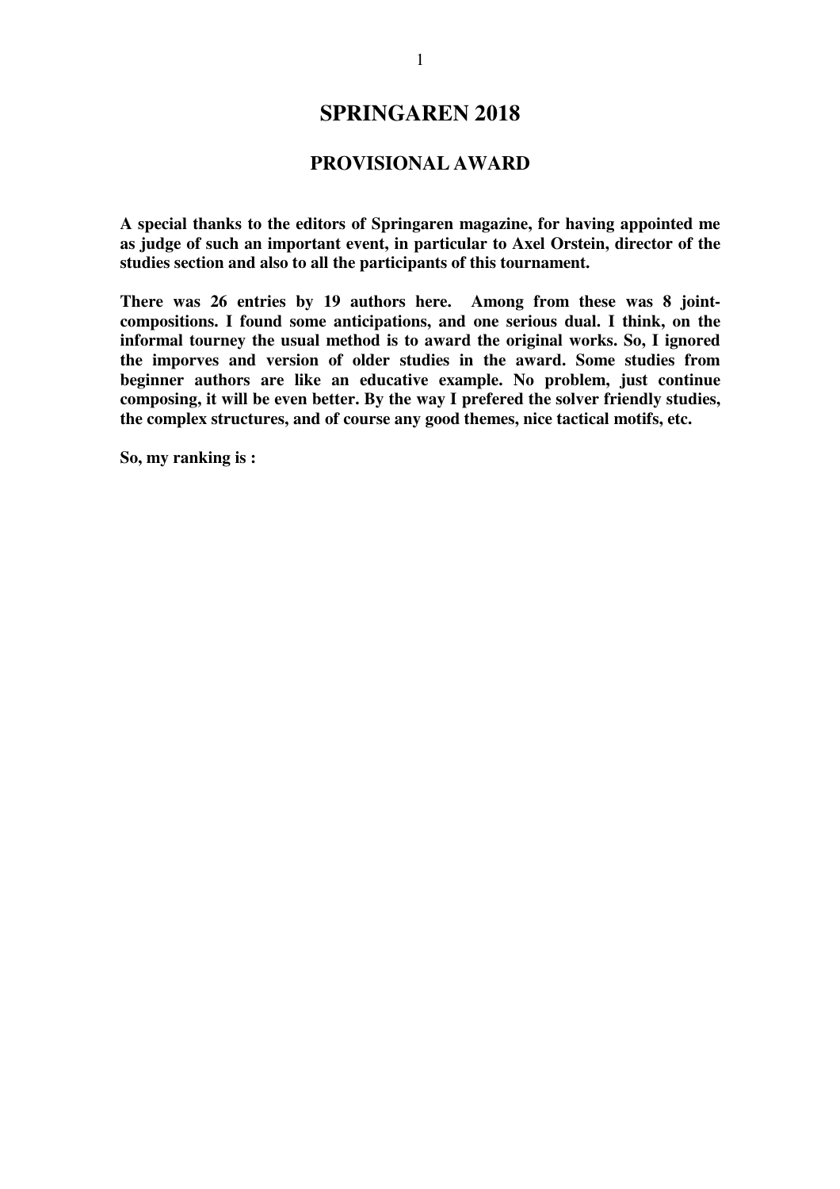# SPRINGAREN 2018

## PROVISIONAL AWARD

**A special thanks to the editors of Springaren magazine, for having appointed me as judge of such an important event, in particular to Axel Orstein, director of the studies section and also to all the participants of this tournament.**

**There was 26 entries by 19 authors here. Among from these was 8 joint-compositions. I found some anticipations, and one serious dual. I think, on the informal tourney the usual method is to award the original works. So, I ignored the imporves and version of older studies in the award. Some studies from beginner authors are like an educative example. No problem, just continue composing, it will be even better. By the way I prefered the solver friendly studies, the complex structures, and of course any good themes, nice tactical motifs, etc.**

**So, my ranking is :**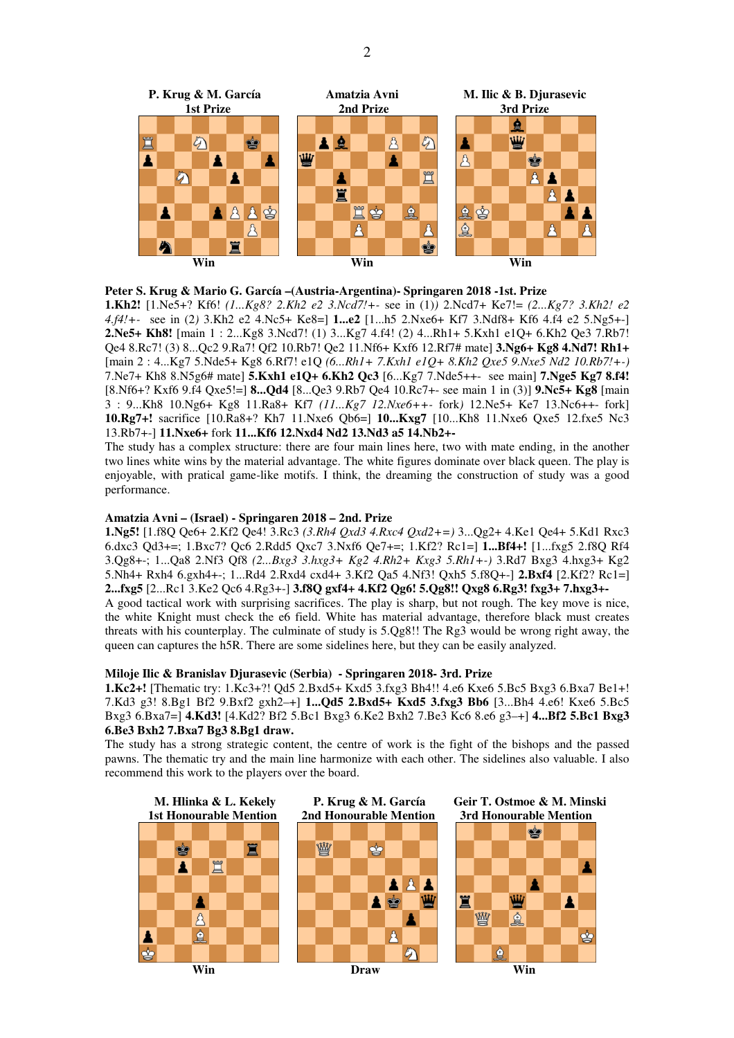P. Krug & M. García
1st Prize

Win

Amatzia Avni
2nd Prize

Win

M. Ilic & B. Djurasevic
3rd Prize

Win

**Peter S. Krug & Mario G. García –(Austria-Argentina)- Springaren 2018 -1st. Prize**

**1.Kh2!** [1.Ne5+? Kf6! *(1...Kg8? 2.Kh2 e2 3.Ncd7!+- see in (1))* 2.Ncd7+ Ke7!= *(2...Kg7? 3.Kh2! e2 4.f4!+- see in (2))* 3.Kh2 e2 4.Nc5+ Ke8=] **1...e2** [1...h5 2.Nxe6+ Kf7 3.Ndf8+ Kf6 4.f4 e2 5.Ng5+-] **2.Ne5+ Kh8!** [main 1 : 2...Kg8 3.Ncd7! (1) 3...Kg7 4.f4! (2) 4...Rh1+ 5.Kxh1 e1Q+ 6.Kh2 Qe3 7.Rb7! Qe4 8.Rc7! (3) 8...Qc2 9.Ra7! Qf2 10.Rb7! Qe2 11.Nf6+ Kxf6 12.Rf7# mate] **3.Ng6+ Kg8 4.Nd7! Rh1+** [main 2 : 4...Kg7 5.Nde5+ Kg8 6.Rf7! e1Q *(6...Rh1+ 7.Kxh1 e1Q+ 8.Kh2 Qxe5 9.Nxe5 Nd2 10.Rb7!+-)* 7.Ne7+ Kh8 8.N5g6# mate] **5.Kxh1 e1Q+ 6.Kh2 Qc3** [6...Kg7 7.Nde5++- see main] **7.Nge5 Kg7 8.f4!** [8.Nf6+? Kxf6 9.f4 Qxe5!=] **8...Qd4** [8...Qe3 9.Rb7 Qe4 10.Rc7+- see main 1 in (3)] **9.Nc5+ Kg8** [main 3 : 9...Kh8 10.Ng6+ Kg8 11.Ra8+ Kf7 *(11...Kg7 12.Nxe6++- fork)* 12.Ne5+ Ke7 13.Nc6++- fork] **10.Rg7+!** sacrifice [10.Ra8+? Kh7 11.Nxe6 Qb6=] **10...Kxg7** [10...Kh8 11.Nxe6 Qxe5 12.fxe5 Nc3 13.Rb7+-] **11.Nxe6+** fork **11...Kf6 12.Nxd4 Nd2 13.Nd3 a5 14.Nb2+-**

The study has a complex structure: there are four main lines here, two with mate ending, in the another two lines white wins by the material advantage. The white figures dominate over black queen. The play is enjoyable, with pratical game-like motifs. I think, the dreaming the construction of study was a good performance.

**Amatzia Avni – (Israel) - Springaren 2018 – 2nd. Prize**

**1.Ng5!** [1.f8Q Qe6+ 2.Kf2 Qe4! 3.Rc3 *(3.Rh4 Qxd3 4.Rxc4 Qxd2+=)* 3...Qg2+ 4.Ke1 Qe4+ 5.Kd1 Rxc3 6.dxc3 Qd3+=; 1.Bxc7? Qc6 2.Rdd5 Qxc7 3.Nxf6 Qe7+=; 1.Kf2? Rc1=] **1...Bf4+!** [1...fxg5 2.f8Q Rf4 3.Qg8+-; 1...Qa8 2.Nf3 Qf8 *(2...Bxg3 3.hxg3+ Kg2 4.Rh2+ Kxg3 5.Rh1+-)* 3.Rd7 Bxg3 4.hxg3+ Kg2 5.Nh4+ Rxh4 6.gxh4+-; 1...Rd4 2.Rxd4 cxd4+ 3.Kf2 Qa5 4.Nf3! Qxh5 5.f8Q+-] **2.Bxf4** [2.Kf2? Rc1=] **2...fxg5** [2...Rc1 3.Ke2 Qc6 4.Rg3+-] **3.f8Q gxf4+ 4.Kf2 Qg6! 5.Qg8!! Qxg8 6.Rg3! fxg3+ 7.hxg3+-**

A good tactical work with surprising sacrifices. The play is sharp, but not rough. The key move is nice, the white Knight must check the e6 field. White has material advantage, therefore black must creates threats with his counterplay. The culminate of study is 5.Qg8!! The Rg3 would be wrong right away, the queen can captures the h5R. There are some sidelines here, but they can be easily analyzed.

**Miloje Ilic & Branislav Djurasevic (Serbia) - Springaren 2018- 3rd. Prize**

**1.Kc2+!** [Thematic try: 1.Kc3+?! Qd5 2.Bxd5+ Kxd5 3.fxg3 Bh4!! 4.e6 Kxe6 5.Bc5 Bxg3 6.Bxa7 Be1+! 7.Kd3 g3! 8.Bg1 Bf2 9.Bxf2 gxh2–+] **1...Qd5 2.Bxd5+ Kxd5 3.fxg3 Bb6** [3...Bh4 4.e6! Kxe6 5.Bc5 Bxg3 6.Bxa7=] **4.Kd3!** [4.Kd2? Bf2 5.Bc1 Bxg3 6.Ke2 Bxh2 7.Be3 Kc6 8.e6 g3–+] **4...Bf2 5.Bc1 Bxg3 6.Be3 Bxh2 7.Bxa7 Bg3 8.Bg1 draw.**

The study has a strong strategic content, the centre of work is the fight of the bishops and the passed pawns. The thematic try and the main line harmonize with each other. The sidelines also valuable. I also recommend this work to the players over the board.

M. Hlinka & L. Kekely
1st Honourable Mention

Win

P. Krug & M. García
2nd Honourable Mention

Draw

Geir T. Ostmoe & M. Minski
3rd Honourable Mention

Win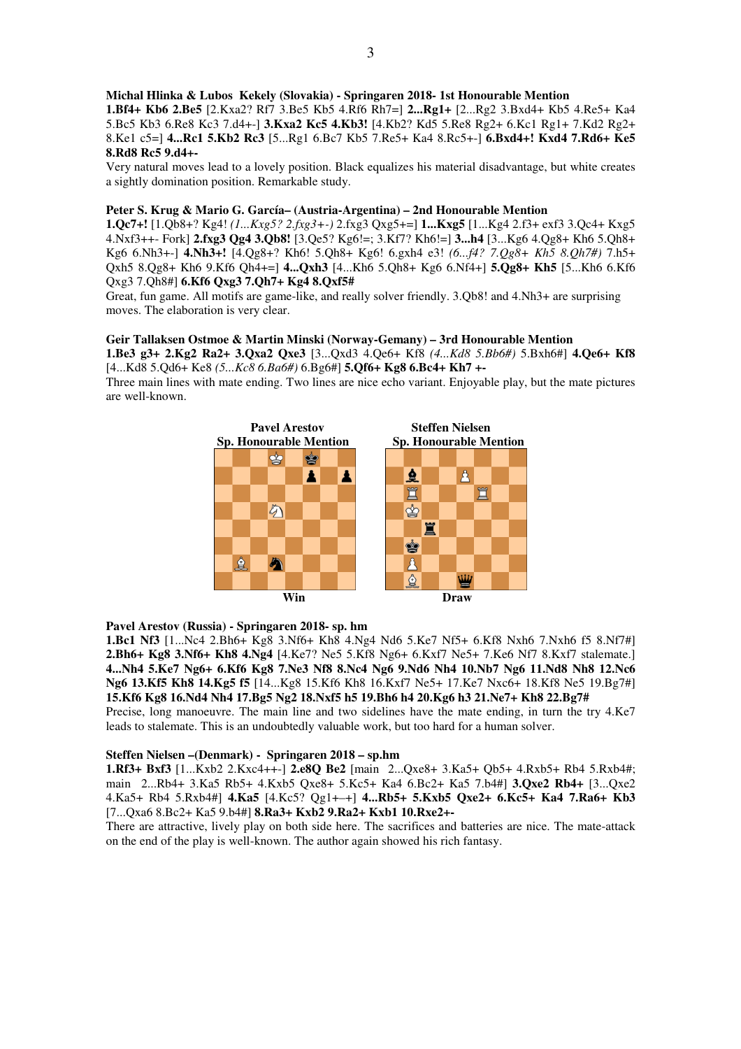**Michal Hlinka & Lubos Kekely (Slovakia) - Springaren 2018- 1st Honourable Mention**
**1.Bf4+ Kb6 2.Be5** [2.Kxa2? Rf7 3.Be5 Kb5 4.Rf6 Rh7=] **2...Rg1+** [2...Rg2 3.Bxd4+ Kb5 4.Re5+ Ka4 5.Bc5 Kb3 6.Re8 Kc3 7.d4+-] **3.Kxa2 Kc5 4.Kb3!** [4.Kb2? Kd5 5.Re8 Rg2+ 6.Kc1 Rg1+ 7.Kd2 Rg2+ 8.Ke1 c5=] **4...Rc1 5.Kb2 Rc3** [5...Rg1 6.Bc7 Kb5 7.Re5+ Ka4 8.Rc5+-] **6.Bxd4+! Kxd4 7.Rd6+ Ke5 8.Rd8 Rc5 9.d4+-**

Very natural moves lead to a lovely position. Black equalizes his material disadvantage, but white creates a sightly domination position. Remarkable study.

**Peter S. Krug & Mario G. García– (Austria-Argentina) – 2nd Honourable Mention**
**1.Qc7+!** [1.Qb8+? Kg4! *(1...Kxg5? 2.fxg3+-)* 2.fxg3 Qxg5+=] **1...Kxg5** [1...Kg4 2.f3+ exf3 3.Qc4+ Kxg5 4.Nxf3++- Fork] **2.fxg3 Qg4 3.Qb8!** [3.Qe5? Kg6!=; 3.Kf7? Kh6!=] **3...h4** [3...Kg6 4.Qg8+ Kh6 5.Qh8+ Kg6 6.Nh3+-] **4.Nh3+!** [4.Qg8+? Kh6! 5.Qh8+ Kg6! 6.gxh4 e3! *(6...f4? 7.Qg8+ Kh5 8.Qh7#)* 7.h5+ Qxh5 8.Qg8+ Kh6 9.Kf6 Qh4+=] **4...Qxh3** [4...Kh6 5.Qh8+ Kg6 6.Nf4+] **5.Qg8+ Kh5** [5...Kh6 6.Kf6 Qxg3 7.Qh8#] **6.Kf6 Qxg3 7.Qh7+ Kg4 8.Qxf5#**

Great, fun game. All motifs are game-like, and really solver friendly. 3.Qb8! and 4.Nh3+ are surprising moves. The elaboration is very clear.

**Geir Tallaksen Ostmoe & Martin Minski (Norway-Gemany) – 3rd Honourable Mention**
**1.Be3 g3+ 2.Kg2 Ra2+ 3.Qxa2 Qxe3** [3...Qxd3 4.Qe6+ Kf8 *(4...Kd8 5.Bb6#)* 5.Bxh6#] **4.Qe6+ Kf8** [4...Kd8 5.Qd6+ Ke8 *(5...Kc8 6.Ba6#)* 6.Bg6#] **5.Qf6+ Kg8 6.Bc4+ Kh7 +-**

Three main lines with mate ending. Two lines are nice echo variant. Enjoyable play, but the mate pictures are well-known.

**Pavel Arestov**
**Sp. Honourable Mention**

Win

**Steffen Nielsen**
**Sp. Honourable Mention**

Draw

**Pavel Arestov (Russia) - Springaren 2018- sp. hm**
**1.Bc1 Nf3** [1...Nc4 2.Bh6+ Kg8 3.Nf6+ Kh8 4.Ng4 Nd6 5.Ke7 Nf5+ 6.Kf8 Nxh6 7.Nxh6 f5 8.Nf7#] **2.Bh6+ Kg8 3.Nf6+ Kh8 4.Ng4** [4.Ke7? Ne5 5.Kf8 Ng6+ 6.Kxf7 Ne5+ 7.Ke6 Nf7 8.Kxf7 stalemate.] **4...Nh4 5.Ke7 Ng6+ 6.Kf6 Kg8 7.Ne3 Nf8 8.Nc4 Ng6 9.Nd6 Nh4 10.Nb7 Ng6 11.Nd8 Nh8 12.Nc6 Ng6 13.Kf5 Kh8 14.Kg5 f5** [14...Kg8 15.Kf6 Kh8 16.Kxf7 Ne5+ 17.Ke7 Nxc6+ 18.Kf8 Ne5 19.Bg7#] **15.Kf6 Kg8 16.Nd4 Nh4 17.Bg5 Ng2 18.Nxf5 h5 19.Bh6 h4 20.Kg6 h3 21.Ne7+ Kh8 22.Bg7#**

Precise, long manoeuvre. The main line and two sidelines have the mate ending, in turn the try 4.Ke7 leads to stalemate. This is an undoubtedly valuable work, but too hard for a human solver.

**Steffen Nielsen –(Denmark) - Springaren 2018 – sp.hm**
**1.Rf3+ Bxf3** [1...Kxb2 2.Kxc4++-] **2.e8Q Be2** [main 2...Qxe8+ 3.Ka5+ Qb5+ 4.Rxb5+ Rb4 5.Rxb4#; main 2...Rb4+ 3.Ka5 Rb5+ 4.Kxb5 Qxe8+ 5.Kc5+ Ka4 6.Bc2+ Ka5 7.b4#] **3.Qxe2 Rb4+** [3...Qxe2 4.Ka5+ Rb4 5.Rxb4#] **4.Ka5** [4.Kc5? Qg1+–+] **4...Rb5+ 5.Kxb5 Qxe2+ 6.Kc5+ Ka4 7.Ra6+ Kb3** [7...Qxa6 8.Bc2+ Ka5 9.b4#] **8.Ra3+ Kxb2 9.Ra2+ Kxb1 10.Rxe2+-**

There are attractive, lively play on both side here. The sacrifices and batteries are nice. The mate-attack on the end of the play is well-known. The author again showed his rich fantasy.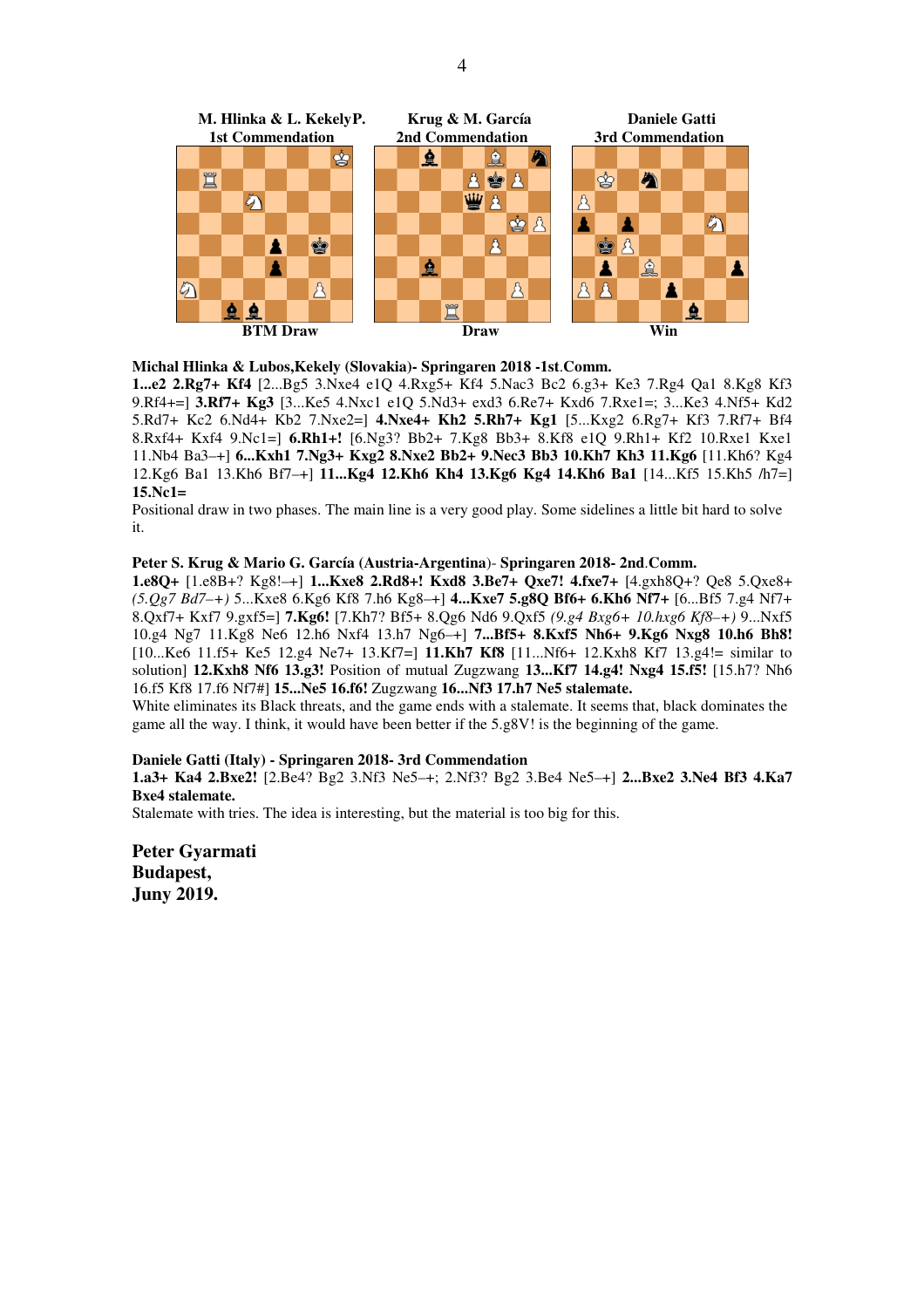M. Hlinka & L. KekelyP.
1st Commendation

BTM Draw

Krug & M. García
2nd Commendation

Draw

Daniele Gatti
3rd Commendation

Win

**Michal Hlinka & Lubos,Kekely (Slovakia)- Springaren 2018 -1st.Comm.**

**1...e2 2.Rg7+ Kf4** [2...Bg5 3.Nxe4 e1Q 4.Rxg5+ Kf4 5.Nac3 Bc2 6.g3+ Ke3 7.Rg4 Qa1 8.Kg8 Kf3 9.Rf4+=] **3.Rf7+ Kg3** [3...Ke5 4.Nxc1 e1Q 5.Nd3+ exd3 6.Re7+ Kxd6 7.Rxe1=; 3...Ke3 4.Nf5+ Kd2 5.Rd7+ Kc2 6.Nd4+ Kb2 7.Nxe2=] **4.Nxe4+ Kh2 5.Rh7+ Kg1** [5...Kxg2 6.Rg7+ Kf3 7.Rf7+ Bf4 8.Rxf4+ Kxf4 9.Nc1=] **6.Rh1+!** [6.Ng3? Bb2+ 7.Kg8 Bb3+ 8.Kf8 e1Q 9.Rh1+ Kf2 10.Rxe1 Kxe1 11.Nb4 Ba3–+] **6...Kxh1 7.Ng3+ Kxg2 8.Nxe2 Bb2+ 9.Nec3 Bb3 10.Kh7 Kh3 11.Kg6** [11.Kh6? Kg4 12.Kg6 Ba1 13.Kh6 Bf7–+] **11...Kg4 12.Kh6 Kh4 13.Kg6 Kg4 14.Kh6 Ba1** [14...Kf5 15.Kh5 /h7=] **15.Nc1=**

Positional draw in two phases. The main line is a very good play. Some sidelines a little bit hard to solve it.

**Peter S. Krug & Mario G. García (Austria-Argentina)- Springaren 2018- 2nd.Comm.**

**1.e8Q+** [1.e8B+? Kg8!–+] **1...Kxe8 2.Rd8+! Kxd8 3.Be7+ Qxe7! 4.fxe7+** [4.gxh8Q+? Qe8 5.Qxe8+ *(5.Qg7 Bd7–+)* 5...Kxe8 6.Kg6 Kf8 7.h6 Kg8–+] **4...Kxe7 5.g8Q Bf6+ 6.Kh6 Nf7+** [6...Bf5 7.g4 Nf7+ 8.Qxf7+ Kxf7 9.gxf5=] **7.Kg6!** [7.Kh7? Bf5+ 8.Qg6 Nd6 9.Qxf5 *(9.g4 Bxg6+ 10.hxg6 Kf8–+)* 9...Nxf5 10.g4 Ng7 11.Kg8 Ne6 12.h6 Nxf4 13.h7 Ng6–+] **7...Bf5+ 8.Kxf5 Nh6+ 9.Kg6 Nxg8 10.h6 Bh8!** [10...Ke6 11.f5+ Ke5 12.g4 Ne7+ 13.Kf7=] **11.Kh7 Kf8** [11...Nf6+ 12.Kxh8 Kf7 13.g4!= similar to solution] **12.Kxh8 Nf6 13.g3!** Position of mutual Zugzwang **13...Kf7 14.g4! Nxg4 15.f5!** [15.h7? Nh6 16.f5 Kf8 17.f6 Nf7#] **15...Ne5 16.f6!** Zugzwang **16...Nf3 17.h7 Ne5 stalemate.**

White eliminates its Black threats, and the game ends with a stalemate. It seems that, black dominates the game all the way. I think, it would have been better if the 5.g8V! is the beginning of the game.

**Daniele Gatti (Italy) - Springaren 2018- 3rd Commendation**

**1.a3+ Ka4 2.Bxe2!** [2.Be4? Bg2 3.Nf3 Ne5–+; 2.Nf3? Bg2 3.Be4 Ne5–+] **2...Bxe2 3.Ne4 Bf3 4.Ka7 Bxe4 stalemate.**

Stalemate with tries. The idea is interesting, but the material is too big for this.

**Peter Gyarmati**
**Budapest,**
**Juny 2019.**